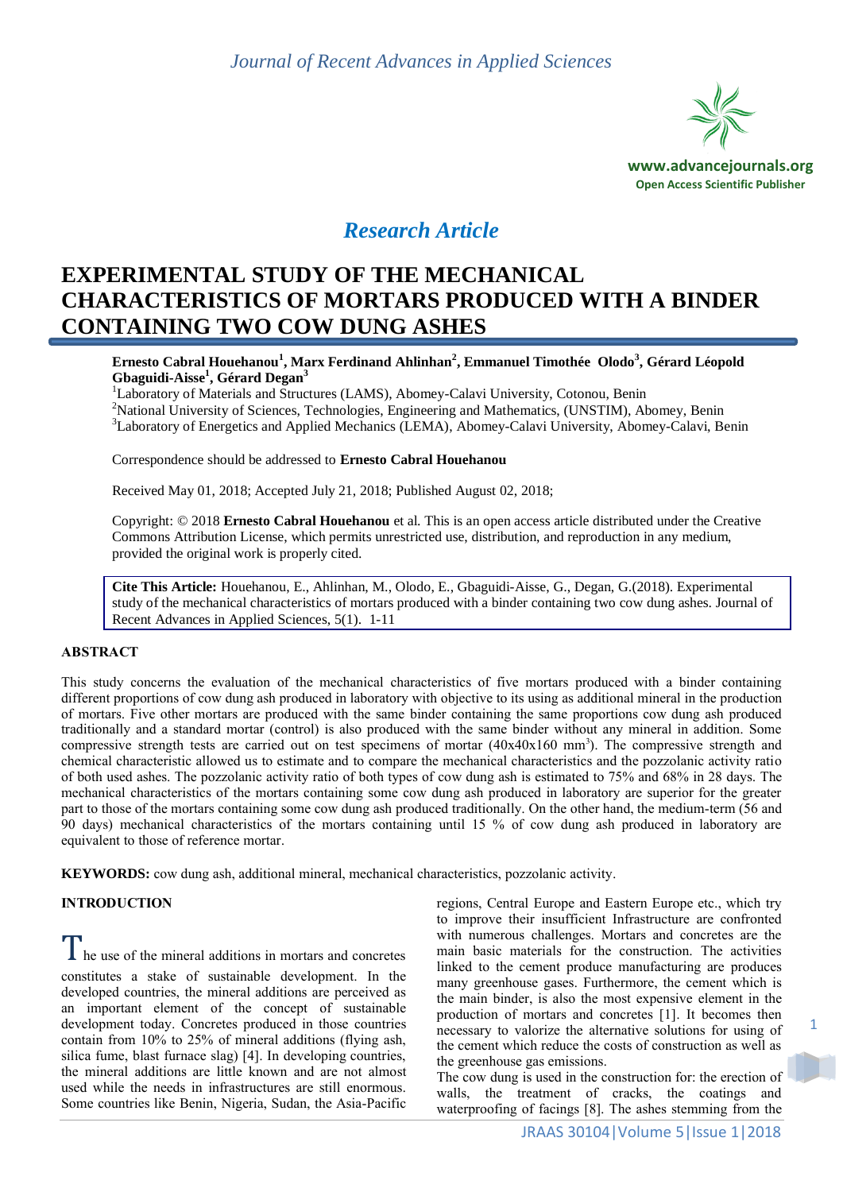*Research Article*

# EXPERIMENTAL STUDY OF THE MECHANICAL CHARACTERISTICS OF MORTARS PRODUCED WITH A BINDER CONTAINING TWO COW DUNG ASHES

**Ernesto Cabral Houehanou[1], Marx Ferdinand Ahlinhan[2], Emmanuel Timothée Olodo[3], Gérard Léopold Gbaguidi-Aisse[1], Gérard Degan[3]**

[1]Laboratory of Materials and Structures (LAMS), Abomey-Calavi University, Cotonou, Benin

[2]National University of Sciences, Technologies, Engineering and Mathematics, (UNSTIM), Abomey, Benin

[3]Laboratory of Energetics and Applied Mechanics (LEMA), Abomey-Calavi University, Abomey-Calavi, Benin

Correspondence should be addressed to **Ernesto Cabral Houehanou**

Received May 01, 2018; Accepted July 21, 2018; Published August 02, 2018;

Copyright: © 2018 **Ernesto Cabral Houehanou** et al. This is an open access article distributed under the Creative Commons Attribution License, which permits unrestricted use, distribution, and reproduction in any medium, provided the original work is properly cited.

**Cite This Article:** Houehanou, E., Ahlinhan, M., Olodo, E., Gbaguidi-Aisse, G., Degan, G.(2018). Experimental study of the mechanical characteristics of mortars produced with a binder containing two cow dung ashes. Journal of Recent Advances in Applied Sciences, 5(1). 1-11

## ABSTRACT

This study concerns the evaluation of the mechanical characteristics of five mortars produced with a binder containing different proportions of cow dung ash produced in laboratory with objective to its using as additional mineral in the production of mortars. Five other mortars are produced with the same binder containing the same proportions cow dung ash produced traditionally and a standard mortar (control) is also produced with the same binder without any mineral in addition. Some compressive strength tests are carried out on test specimens of mortar (40x40x160 $mm^3$). The compressive strength and chemical characteristic allowed us to estimate and to compare the mechanical characteristics and the pozzolanic activity ratio of both used ashes. The pozzolanic activity ratio of both types of cow dung ash is estimated to 75% and 68% in 28 days. The mechanical characteristics of the mortars containing some cow dung ash produced in laboratory are superior for the greater part to those of the mortars containing some cow dung ash produced traditionally. On the other hand, the medium-term (56 and 90 days) mechanical characteristics of the mortars containing until 15 % of cow dung ash produced in laboratory are equivalent to those of reference mortar.

**KEYWORDS:** cow dung ash, additional mineral, mechanical characteristics, pozzolanic activity.

## INTRODUCTION

The use of the mineral additions in mortars and concretes constitutes a stake of sustainable development. In the developed countries, the mineral additions are perceived as an important element of the concept of sustainable development today. Concretes produced in those countries contain from 10% to 25% of mineral additions (flying ash, silica fume, blast furnace slag) [4]. In developing countries, the mineral additions are little known and are not almost used while the needs in infrastructures are still enormous. Some countries like Benin, Nigeria, Sudan, the Asia-Pacific regions, Central Europe and Eastern Europe etc., which try to improve their insufficient Infrastructure are confronted with numerous challenges. Mortars and concretes are the main basic materials for the construction. The activities linked to the cement produce manufacturing are produces many greenhouse gases. Furthermore, the cement which is the main binder, is also the most expensive element in the production of mortars and concretes [1]. It becomes then necessary to valorize the alternative solutions for using of the cement which reduce the costs of construction as well as the greenhouse gas emissions.

The cow dung is used in the construction for: the erection of walls, the treatment of cracks, the coatings and waterproofing of facings [8]. The ashes stemming from the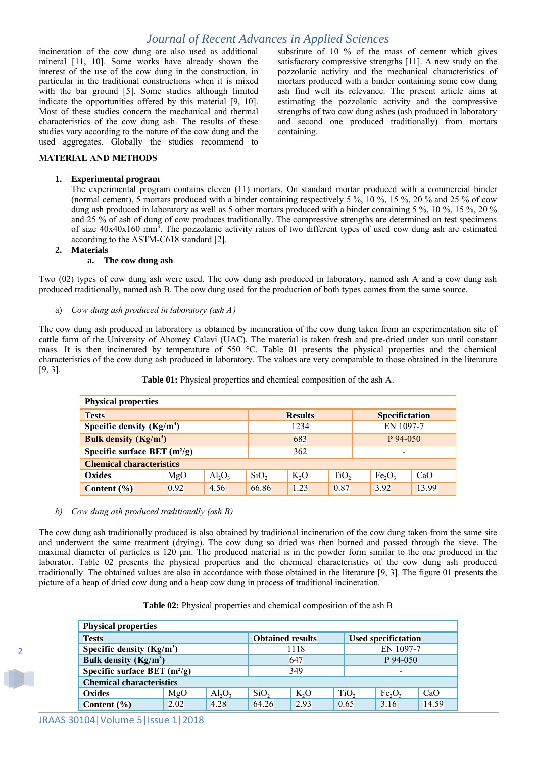incineration of the cow dung are also used as additional mineral [11, 10]. Some works have already shown the interest of the use of the cow dung in the construction, in particular in the traditional constructions when it is mixed with the bar ground [5]. Some studies although limited indicate the opportunities offered by this material [9, 10]. Most of these studies concern the mechanical and thermal characteristics of the cow dung ash. The results of these studies vary according to the nature of the cow dung and the used aggregates. Globally the studies recommend to substitute of 10 % of the mass of cement which gives satisfactory compressive strengths [11]. A new study on the pozzolanic activity and the mechanical characteristics of mortars produced with a binder containing some cow dung ash find well its relevance. The present article aims at estimating the pozzolanic activity and the compressive strengths of two cow dung ashes (ash produced in laboratory and second one produced traditionally) from mortars containing.

## MATERIAL AND METHODS

### 1. Experimental program

The experimental program contains eleven (11) mortars. On standard mortar produced with a commercial binder (normal cement), 5 mortars produced with a binder containing respectively 5 %, 10 %, 15 %, 20 % and 25 % of cow dung ash produced in laboratory as well as 5 other mortars produced with a binder containing 5 %, 10 %, 15 %, 20 % and 25 % of ash of dung of cow produces traditionally. The compressive strengths are determined on test specimens of size 40x40x160 $mm^3$. The pozzolanic activity ratios of two different types of used cow dung ash are estimated according to the ASTM-C618 standard [2].

### 2. Materials

#### a. The cow dung ash

Two (02) types of cow dung ash were used. The cow dung ash produced in laboratory, named ash A and a cow dung ash produced traditionally, named ash B. The cow dung used for the production of both types comes from the same source.

a) *Cow dung ash produced in laboratory (ash A)*

The cow dung ash produced in laboratory is obtained by incineration of the cow dung taken from an experimentation site of cattle farm of the University of Abomey Calavi (UAC). The material is taken fresh and pre-dried under sun until constant mass. It is then incinerated by temperature of 550 °C. Table 01 presents the physical properties and the chemical characteristics of the cow dung ash produced in laboratory. The values are very comparable to those obtained in the literature [9, 3].

**Table 01:** Physical properties and chemical composition of the ash A.

| **Physical properties** | | | | | | | |
|---|---|---|---|---|---|---|---|
| **Tests** | | | **Results** | | **Specification** | | |
| **Specific density (Kg/m$^3$)** | | | 1234 | | EN 1097-7 | | |
| **Bulk density (Kg/m$^3$)** | | | 683 | | P 94-050 | | |
| **Specific surface BET (m²/g)** | | | 362 | | - | | |
| **Chemical characteristics** | | | | | | | |
| **Oxides** | MgO | $Al_2O_3$ | $SiO_2$ | $K_2O$ | $TiO_2$ | $Fe_2O_3$ | CaO |
| **Content (%)** | 0.92 | 4.56 | 66.86 | 1.23 | 0.87 | 3.92 | 13.99 |

b) *Cow dung ash produced traditionally (ash B)*

The cow dung ash traditionally produced is also obtained by traditional incineration of the cow dung taken from the same site and underwent the same treatment (drying). The cow dung so dried was then burned and passed through the sieve. The maximal diameter of particles is 120 µm. The produced material is in the powder form similar to the one produced in the laborator. Table 02 presents the physical properties and the chemical characteristics of the cow dung ash produced traditionally. The obtained values are also in accordance with those obtained in the literature [9, 3]. The figure 01 presents the picture of a heap of dried cow dung and a heap cow dung in process of traditional incineration.

**Table 02:** Physical properties and chemical composition of the ash B

| **Physical properties** | | | | | | | |
|---|---|---|---|---|---|---|---|
| **Tests** | | | **Obtained results** | | **Used specifictation** | | |
| **Specific density (Kg/m$^3$)** | | | 1118 | | EN 1097-7 | | |
| **Bulk density (Kg/m$^3$)** | | | 647 | | P 94-050 | | |
| **Specific surface BET (m²/g)** | | | 349 | | - | | |
| **Chemical characteristics** | | | | | | | |
| **Oxides** | MgO | $Al_2O_3$ | $SiO_2$ | $K_2O$ | $TiO_2$ | $Fe_2O_3$ | CaO |
| **Content (%)** | 2.02 | 4.28 | 64.26 | 2.93 | 0.65 | 3.16 | 14.59 |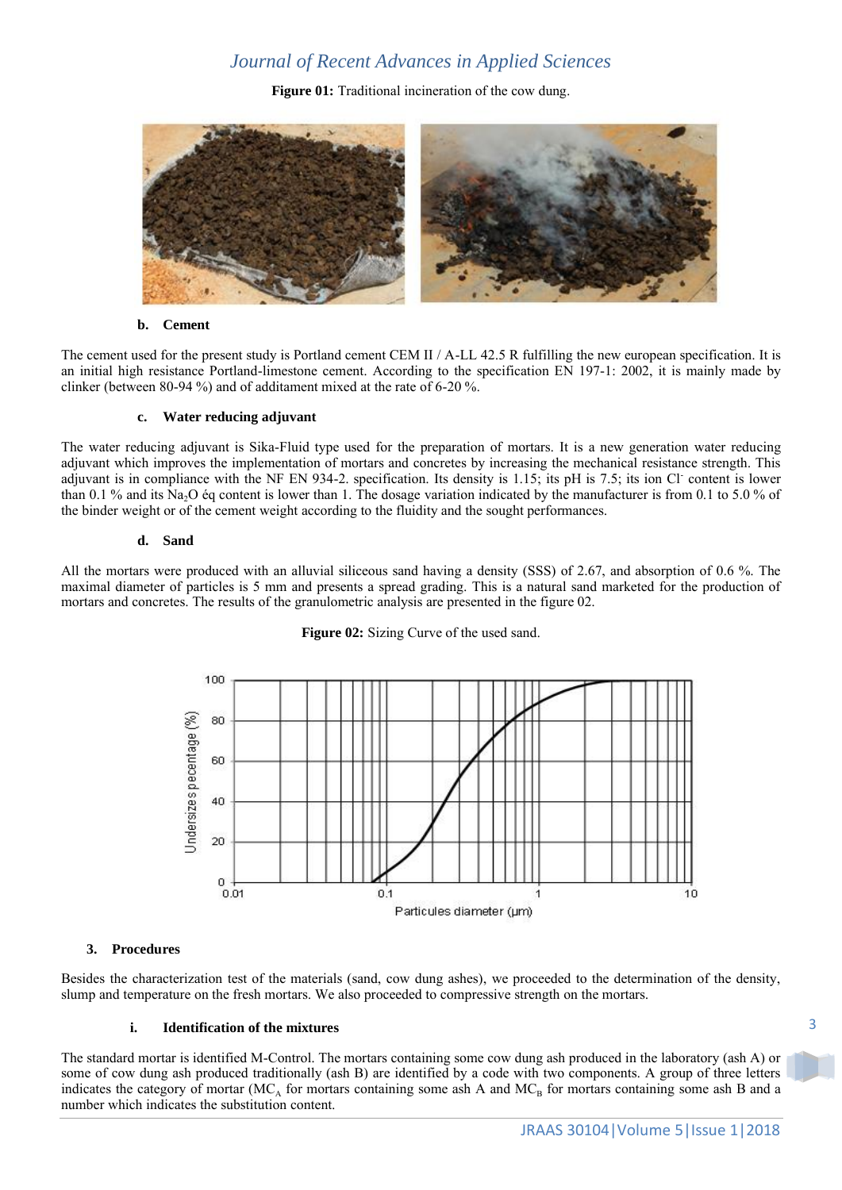**Figure 01:** Traditional incineration of the cow dung.

#### b. Cement

The cement used for the present study is Portland cement CEM II / A-LL 42.5 R fulfilling the new european specification. It is an initial high resistance Portland-limestone cement. According to the specification EN 197-1: 2002, it is mainly made by clinker (between 80-94 %) and of additament mixed at the rate of 6-20 %.

#### c. Water reducing adjuvant

The water reducing adjuvant is Sika-Fluid type used for the preparation of mortars. It is a new generation water reducing adjuvant which improves the implementation of mortars and concretes by increasing the mechanical resistance strength. This adjuvant is in compliance with the NF EN 934-2. specification. Its density is 1.15; its pH is 7.5; its ion $Cl^-$ content is lower than 0.1 % and its $Na_2O$ éq content is lower than 1. The dosage variation indicated by the manufacturer is from 0.1 to 5.0 % of the binder weight or of the cement weight according to the fluidity and the sought performances.

#### d. Sand

All the mortars were produced with an alluvial siliceous sand having a density (SSS) of 2.67, and absorption of 0.6 %. The maximal diameter of particles is 5 mm and presents a spread grading. This is a natural sand marketed for the production of mortars and concretes. The results of the granulometric analysis are presented in the figure 02.

**Figure 02:** Sizing Curve of the used sand.

## 3. Procedures

Besides the characterization test of the materials (sand, cow dung ashes), we proceeded to the determination of the density, slump and temperature on the fresh mortars. We also proceeded to compressive strength on the mortars.

#### i. Identification of the mixtures

The standard mortar is identified M-Control. The mortars containing some cow dung ash produced in the laboratory (ash A) or some of cow dung ash produced traditionally (ash B) are identified by a code with two components. A group of three letters indicates the category of mortar ($MC_A$ for mortars containing some ash A and $MC_B$ for mortars containing some ash B and a number which indicates the substitution content.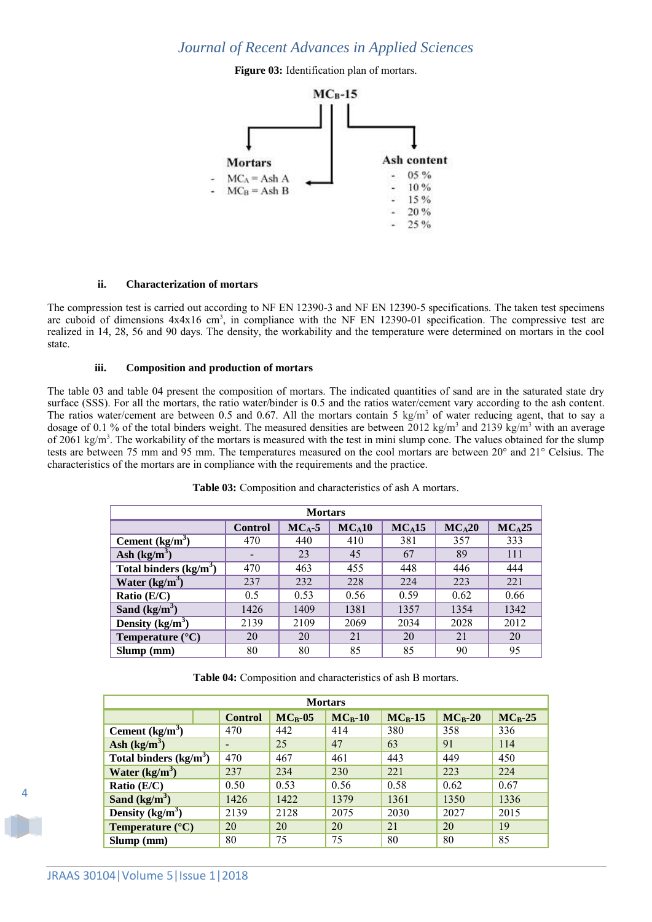**Figure 03:** Identification plan of mortars.

MC$_B$-15

**Mortars**

- MC$_A$ = Ash A
- MC$_B$ = Ash B

**Ash content**

- 05 %
- 10 %
- 15 %
- 20 %
- 25 %

### ii. Characterization of mortars

The compression test is carried out according to NF EN 12390-3 and NF EN 12390-5 specifications. The taken test specimens are cuboid of dimensions 4x4x16 $cm^3$, in compliance with the NF EN 12390-01 specification. The compressive test are realized in 14, 28, 56 and 90 days. The density, the workability and the temperature were determined on mortars in the cool state.

### iii. Composition and production of mortars

The table 03 and table 04 present the composition of mortars. The indicated quantities of sand are in the saturated state dry surface (SSS). For all the mortars, the ratio water/binder is 0.5 and the ratios water/cement vary according to the ash content. The ratios water/cement are between 0.5 and 0.67. All the mortars contain 5 $kg/m^3$ of water reducing agent, that to say a dosage of 0.1 % of the total binders weight. The measured densities are between 2012 $kg/m^3$ and 2139 $kg/m^3$ with an average of 2061 $kg/m^3$. The workability of the mortars is measured with the test in mini slump cone. The values obtained for the slump tests are between 75 mm and 95 mm. The temperatures measured on the cool mortars are between 20° and 21° Celsius. The characteristics of the mortars are in compliance with the requirements and the practice.

**Table 03:** Composition and characteristics of ash A mortars.

| | Mortars | | | | | |
|---|---|---|---|---|---|---|
| | **Control** | **MC$_A$-5** | **MC$_A$10** | **MC$_A$15** | **MC$_A$20** | **MC$_A$25** |
| **Cement ($kg/m^3$)** | 470 | 440 | 410 | 381 | 357 | 333 |
| **Ash ($kg/m^3$)** | - | 23 | 45 | 67 | 89 | 111 |
| **Total binders ($kg/m^3$)** | 470 | 463 | 455 | 448 | 446 | 444 |
| **Water ($kg/m^3$)** | 237 | 232 | 228 | 224 | 223 | 221 |
| **Ratio (E/C)** | 0.5 | 0.53 | 0.56 | 0.59 | 0.62 | 0.66 |
| **Sand ($kg/m^3$)** | 1426 | 1409 | 1381 | 1357 | 1354 | 1342 |
| **Density ($kg/m^3$)** | 2139 | 2109 | 2069 | 2034 | 2028 | 2012 |
| **Temperature (°C)** | 20 | 20 | 21 | 20 | 21 | 20 |
| **Slump (mm)** | 80 | 80 | 85 | 85 | 90 | 95 |

**Table 04:** Composition and characteristics of ash B mortars.

| | Mortars | | | | | |
|---|---|---|---|---|---|---|
| | **Control** | **MC$_B$-05** | **MC$_B$-10** | **MC$_B$-15** | **MC$_B$-20** | **MC$_B$-25** |
| **Cement ($kg/m^3$)** | 470 | 442 | 414 | 380 | 358 | 336 |
| **Ash ($kg/m^3$)** | - | 25 | 47 | 63 | 91 | 114 |
| **Total binders ($kg/m^3$)** | 470 | 467 | 461 | 443 | 449 | 450 |
| **Water ($kg/m^3$)** | 237 | 234 | 230 | 221 | 223 | 224 |
| **Ratio (E/C)** | 0.50 | 0.53 | 0.56 | 0.58 | 0.62 | 0.67 |
| **Sand ($kg/m^3$)** | 1426 | 1422 | 1379 | 1361 | 1350 | 1336 |
| **Density ($kg/m^3$)** | 2139 | 2128 | 2075 | 2030 | 2027 | 2015 |
| **Temperature (°C)** | 20 | 20 | 20 | 21 | 20 | 19 |
| **Slump (mm)** | 80 | 75 | 75 | 80 | 80 | 85 |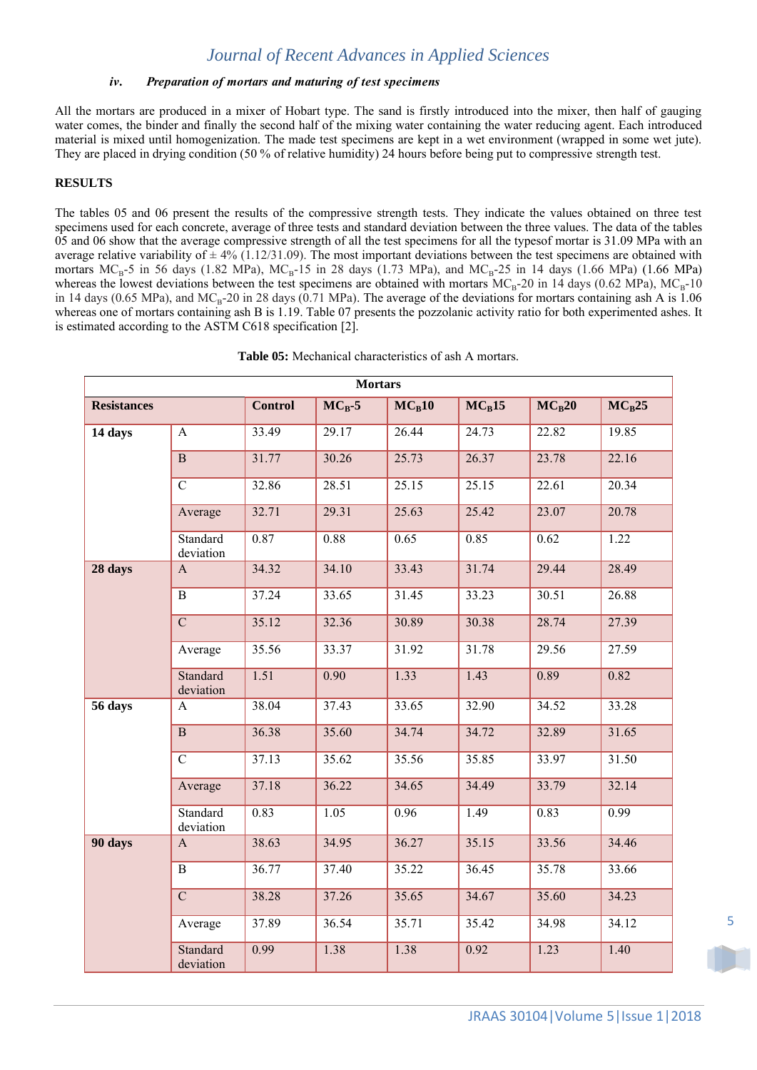#### *iv. Preparation of mortars and maturing of test specimens*

All the mortars are produced in a mixer of Hobart type. The sand is firstly introduced into the mixer, then half of gauging water comes, the binder and finally the second half of the mixing water containing the water reducing agent. Each introduced material is mixed until homogenization. The made test specimens are kept in a wet environment (wrapped in some wet jute). They are placed in drying condition (50 % of relative humidity) 24 hours before being put to compressive strength test.

## RESULTS

The tables 05 and 06 present the results of the compressive strength tests. They indicate the values obtained on three test specimens used for each concrete, average of three tests and standard deviation between the three values. The data of the tables 05 and 06 show that the average compressive strength of all the test specimens for all the typesof mortar is 31.09 MPa with an average relative variability of ± 4% (1.12/31.09). The most important deviations between the test specimens are obtained with mortars $MC_B$-5 in 56 days (1.82 MPa), $MC_B$-15 in 28 days (1.73 MPa), and $MC_B$-25 in 14 days (1.66 MPa) (1.66 MPa) whereas the lowest deviations between the test specimens are obtained with mortars $MC_B$-20 in 14 days (0.62 MPa), $MC_B$-10 in 14 days (0.65 MPa), and $MC_B$-20 in 28 days (0.71 MPa). The average of the deviations for mortars containing ash A is 1.06 whereas one of mortars containing ash B is 1.19. Table 07 presents the pozzolanic activity ratio for both experimented ashes. It is estimated according to the ASTM C618 specification [2].

**Table 05:** Mechanical characteristics of ash A mortars.

| | | Mortars | | | | | |
|---|---|---|---|---|---|---|---|
| **Resistances** | | **Control** | **$MC_B$-5** | **$MC_B$10** | **$MC_B$15** | **$MC_B$20** | **$MC_B$25** |
| **14 days** | A | 33.49 | 29.17 | 26.44 | 24.73 | 22.82 | 19.85 |
| | B | 31.77 | 30.26 | 25.73 | 26.37 | 23.78 | 22.16 |
| | C | 32.86 | 28.51 | 25.15 | 25.15 | 22.61 | 20.34 |
| | Average | 32.71 | 29.31 | 25.63 | 25.42 | 23.07 | 20.78 |
| | Standard deviation | 0.87 | 0.88 | 0.65 | 0.85 | 0.62 | 1.22 |
| **28 days** | A | 34.32 | 34.10 | 33.43 | 31.74 | 29.44 | 28.49 |
| | B | 37.24 | 33.65 | 31.45 | 33.23 | 30.51 | 26.88 |
| | C | 35.12 | 32.36 | 30.89 | 30.38 | 28.74 | 27.39 |
| | Average | 35.56 | 33.37 | 31.92 | 31.78 | 29.56 | 27.59 |
| | Standard deviation | 1.51 | 0.90 | 1.33 | 1.43 | 0.89 | 0.82 |
| **56 days** | A | 38.04 | 37.43 | 33.65 | 32.90 | 34.52 | 33.28 |
| | B | 36.38 | 35.60 | 34.74 | 34.72 | 32.89 | 31.65 |
| | C | 37.13 | 35.62 | 35.56 | 35.85 | 33.97 | 31.50 |
| | Average | 37.18 | 36.22 | 34.65 | 34.49 | 33.79 | 32.14 |
| | Standard deviation | 0.83 | 1.05 | 0.96 | 1.49 | 0.83 | 0.99 |
| **90 days** | A | 38.63 | 34.95 | 36.27 | 35.15 | 33.56 | 34.46 |
| | B | 36.77 | 37.40 | 35.22 | 36.45 | 35.78 | 33.66 |
| | C | 38.28 | 37.26 | 35.65 | 34.67 | 35.60 | 34.23 |
| | Average | 37.89 | 36.54 | 35.71 | 35.42 | 34.98 | 34.12 |
| | Standard deviation | 0.99 | 1.38 | 1.38 | 0.92 | 1.23 | 1.40 |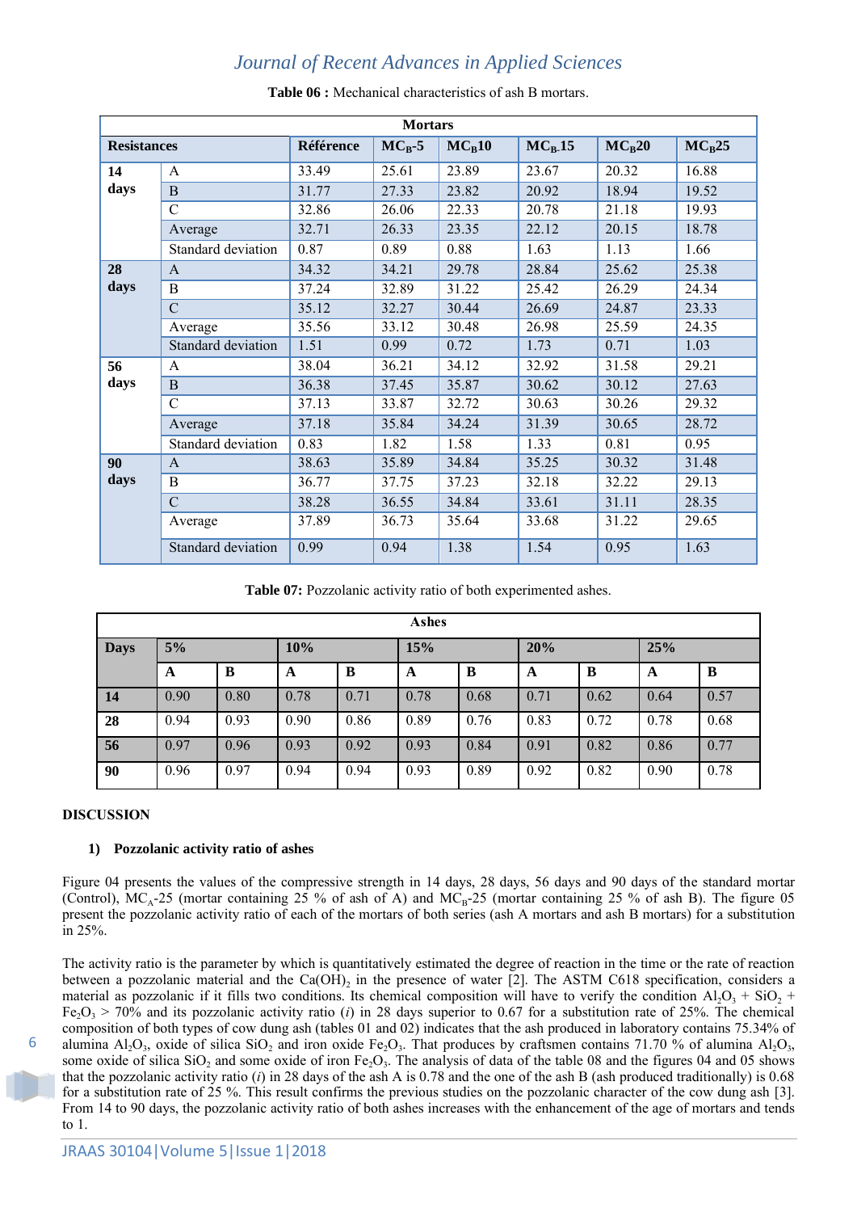**Table 06 :** Mechanical characteristics of ash B mortars.

| Resistances | | Mortars | | | | | |
|---|---|---|---|---|---|---|---|
| | | Référence | $MC_B$-5 | $MC_B$10 | $MC_B$15 | $MC_B$20 | $MC_B$25 |
| **14 days** | A | 33.49 | 25.61 | 23.89 | 23.67 | 20.32 | 16.88 |
| | B | 31.77 | 27.33 | 23.82 | 20.92 | 18.94 | 19.52 |
| | C | 32.86 | 26.06 | 22.33 | 20.78 | 21.18 | 19.93 |
| | Average | 32.71 | 26.33 | 23.35 | 22.12 | 20.15 | 18.78 |
| | Standard deviation | 0.87 | 0.89 | 0.88 | 1.63 | 1.13 | 1.66 |
| **28 days** | A | 34.32 | 34.21 | 29.78 | 28.84 | 25.62 | 25.38 |
| | B | 37.24 | 32.89 | 31.22 | 25.42 | 26.29 | 24.34 |
| | C | 35.12 | 32.27 | 30.44 | 26.69 | 24.87 | 23.33 |
| | Average | 35.56 | 33.12 | 30.48 | 26.98 | 25.59 | 24.35 |
| | Standard deviation | 1.51 | 0.99 | 0.72 | 1.73 | 0.71 | 1.03 |
| **56 days** | A | 38.04 | 36.21 | 34.12 | 32.92 | 31.58 | 29.21 |
| | B | 36.38 | 37.45 | 35.87 | 30.62 | 30.12 | 27.63 |
| | C | 37.13 | 33.87 | 32.72 | 30.63 | 30.26 | 29.32 |
| | Average | 37.18 | 35.84 | 34.24 | 31.39 | 30.65 | 28.72 |
| | Standard deviation | 0.83 | 1.82 | 1.58 | 1.33 | 0.81 | 0.95 |
| **90 days** | A | 38.63 | 35.89 | 34.84 | 35.25 | 30.32 | 31.48 |
| | B | 36.77 | 37.75 | 37.23 | 32.18 | 32.22 | 29.13 |
| | C | 38.28 | 36.55 | 34.84 | 33.61 | 31.11 | 28.35 |
| | Average | 37.89 | 36.73 | 35.64 | 33.68 | 31.22 | 29.65 |
| | Standard deviation | 0.99 | 0.94 | 1.38 | 1.54 | 0.95 | 1.63 |

**Table 07:** Pozzolanic activity ratio of both experimented ashes.

| Days | Ashes | | | | | | | | | |
|---|---|---|---|---|---|---|---|---|---|---|
| | 5% | | 10% | | 15% | | 20% | | 25% | |
| | A | B | A | B | A | B | A | B | A | B |
| **14** | 0.90 | 0.80 | 0.78 | 0.71 | 0.78 | 0.68 | 0.71 | 0.62 | 0.64 | 0.57 |
| **28** | 0.94 | 0.93 | 0.90 | 0.86 | 0.89 | 0.76 | 0.83 | 0.72 | 0.78 | 0.68 |
| **56** | 0.97 | 0.96 | 0.93 | 0.92 | 0.93 | 0.84 | 0.91 | 0.82 | 0.86 | 0.77 |
| **90** | 0.96 | 0.97 | 0.94 | 0.94 | 0.93 | 0.89 | 0.92 | 0.82 | 0.90 | 0.78 |

## DISCUSSION

### 1) Pozzolanic activity ratio of ashes

Figure 04 presents the values of the compressive strength in 14 days, 28 days, 56 days and 90 days of the standard mortar (Control), $MC_A$-25 (mortar containing 25 % of ash of A) and $MC_B$-25 (mortar containing 25 % of ash B). The figure 05 present the pozzolanic activity ratio of each of the mortars of both series (ash A mortars and ash B mortars) for a substitution in 25%.

The activity ratio is the parameter by which is quantitatively estimated the degree of reaction in the time or the rate of reaction between a pozzolanic material and the $Ca(OH)_2$ in the presence of water [2]. The ASTM C618 specification, considers a material as pozzolanic if it fills two conditions. Its chemical composition will have to verify the condition $Al_2O_3 + SiO_2 + Fe_2O_3 > 70\%$ and its pozzolanic activity ratio (*i*) in 28 days superior to 0.67 for a substitution rate of 25%. The chemical composition of both types of cow dung ash (tables 01 and 02) indicates that the ash produced in laboratory contains 75.34% of alumina $Al_2O_3$, oxide of silica $SiO_2$ and iron oxide $Fe_2O_3$. That produces by craftsmen contains 71.70 % of alumina $Al_2O_3$, some oxide of silica $SiO_2$ and some oxide of iron $Fe_2O_3$. The analysis of data of the table 08 and the figures 04 and 05 shows that the pozzolanic activity ratio (*i*) in 28 days of the ash A is 0.78 and the one of the ash B (ash produced traditionally) is 0.68 for a substitution rate of 25 %. This result confirms the previous studies on the pozzolanic character of the cow dung ash [3]. From 14 to 90 days, the pozzolanic activity ratio of both ashes increases with the enhancement of the age of mortars and tends to 1.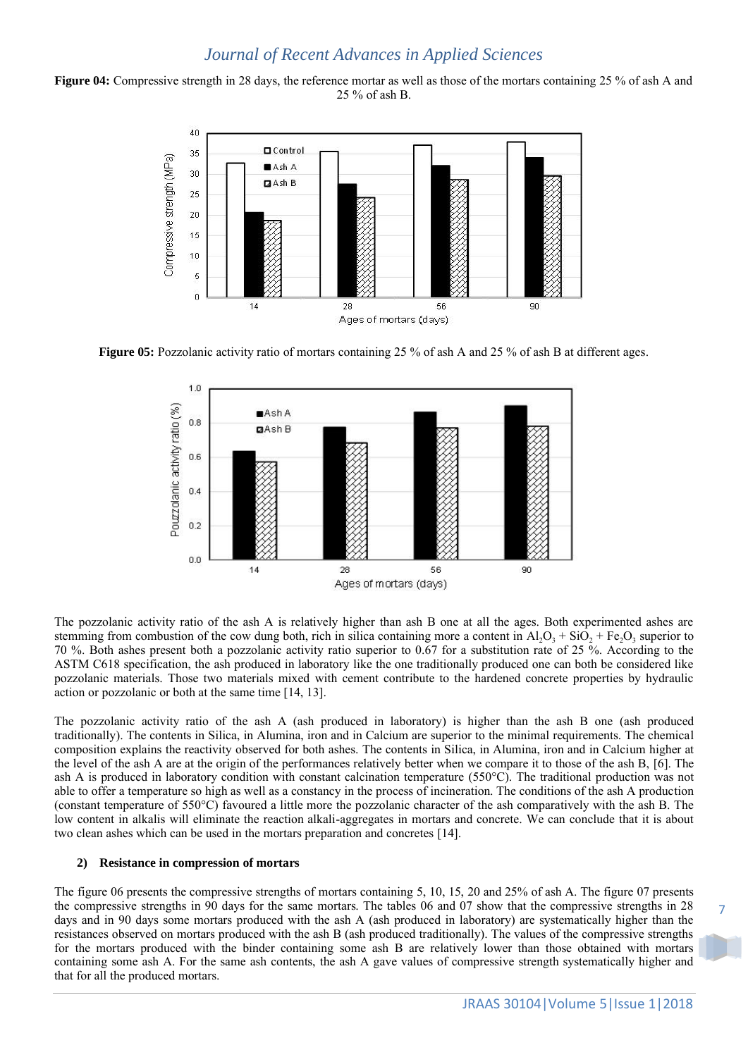**Figure 04:** Compressive strength in 28 days, the reference mortar as well as those of the mortars containing 25 % of ash A and 25 % of ash B.

**Figure 05:** Pozzolanic activity ratio of mortars containing 25 % of ash A and 25 % of ash B at different ages.

The pozzolanic activity ratio of the ash A is relatively higher than ash B one at all the ages. Both experimented ashes are stemming from combustion of the cow dung both, rich in silica containing more a content in $Al_2O_3 + SiO_2 + Fe_2O_3$ superior to 70 %. Both ashes present both a pozzolanic activity ratio superior to 0.67 for a substitution rate of 25 %. According to the ASTM C618 specification, the ash produced in laboratory like the one traditionally produced one can both be considered like pozzolanic materials. Those two materials mixed with cement contribute to the hardened concrete properties by hydraulic action or pozzolanic or both at the same time [14, 13].

The pozzolanic activity ratio of the ash A (ash produced in laboratory) is higher than the ash B one (ash produced traditionally). The contents in Silica, in Alumina, iron and in Calcium are superior to the minimal requirements. The chemical composition explains the reactivity observed for both ashes. The contents in Silica, in Alumina, iron and in Calcium higher at the level of the ash A are at the origin of the performances relatively better when we compare it to those of the ash B, [6]. The ash A is produced in laboratory condition with constant calcination temperature (550°C). The traditional production was not able to offer a temperature so high as well as a constancy in the process of incineration. The conditions of the ash A production (constant temperature of 550°C) favoured a little more the pozzolanic character of the ash comparatively with the ash B. The low content in alkalis will eliminate the reaction alkali-aggregates in mortars and concrete. We can conclude that it is about two clean ashes which can be used in the mortars preparation and concretes [14].

**2) Resistance in compression of mortars**

The figure 06 presents the compressive strengths of mortars containing 5, 10, 15, 20 and 25% of ash A. The figure 07 presents the compressive strengths in 90 days for the same mortars. The tables 06 and 07 show that the compressive strengths in 28 days and in 90 days some mortars produced with the ash A (ash produced in laboratory) are systematically higher than the resistances observed on mortars produced with the ash B (ash produced traditionally). The values of the compressive strengths for the mortars produced with the binder containing some ash B are relatively lower than those obtained with mortars containing some ash A. For the same ash contents, the ash A gave values of compressive strength systematically higher and that for all the produced mortars.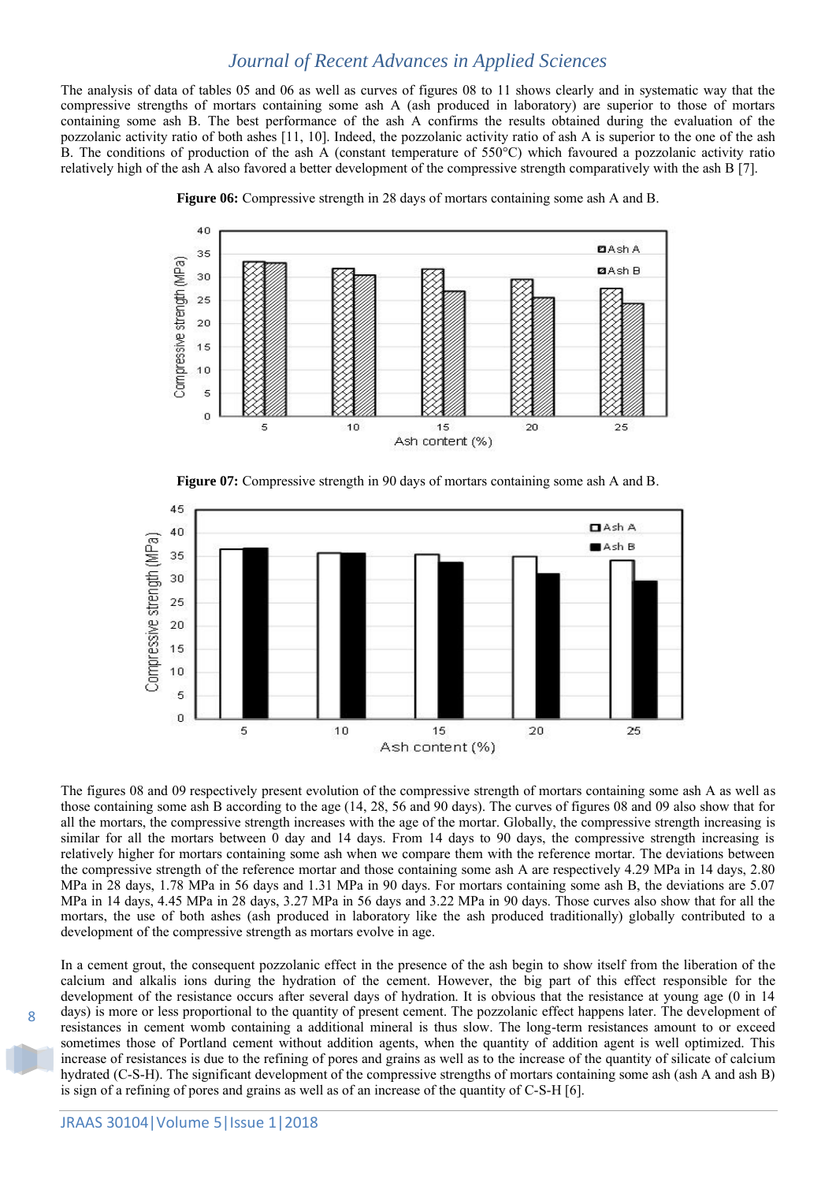The analysis of data of tables 05 and 06 as well as curves of figures 08 to 11 shows clearly and in systematic way that the compressive strengths of mortars containing some ash A (ash produced in laboratory) are superior to those of mortars containing some ash B. The best performance of the ash A confirms the results obtained during the evaluation of the pozzolanic activity ratio of both ashes [11, 10]. Indeed, the pozzolanic activity ratio of ash A is superior to the one of the ash B. The conditions of production of the ash A (constant temperature of 550°C) which favoured a pozzolanic activity ratio relatively high of the ash A also favored a better development of the compressive strength comparatively with the ash B [7].

**Figure 06:** Compressive strength in 28 days of mortars containing some ash A and B.

**Figure 07:** Compressive strength in 90 days of mortars containing some ash A and B.

The figures 08 and 09 respectively present evolution of the compressive strength of mortars containing some ash A as well as those containing some ash B according to the age (14, 28, 56 and 90 days). The curves of figures 08 and 09 also show that for all the mortars, the compressive strength increases with the age of the mortar. Globally, the compressive strength increasing is similar for all the mortars between 0 day and 14 days. From 14 days to 90 days, the compressive strength increasing is relatively higher for mortars containing some ash when we compare them with the reference mortar. The deviations between the compressive strength of the reference mortar and those containing some ash A are respectively 4.29 MPa in 14 days, 2.80 MPa in 28 days, 1.78 MPa in 56 days and 1.31 MPa in 90 days. For mortars containing some ash B, the deviations are 5.07 MPa in 14 days, 4.45 MPa in 28 days, 3.27 MPa in 56 days and 3.22 MPa in 90 days. Those curves also show that for all the mortars, the use of both ashes (ash produced in laboratory like the ash produced traditionally) globally contributed to a development of the compressive strength as mortars evolve in age.

In a cement grout, the consequent pozzolanic effect in the presence of the ash begin to show itself from the liberation of the calcium and alkalis ions during the hydration of the cement. However, the big part of this effect responsible for the development of the resistance occurs after several days of hydration. It is obvious that the resistance at young age (0 in 14 days) is more or less proportional to the quantity of present cement. The pozzolanic effect happens later. The development of resistances in cement womb containing a additional mineral is thus slow. The long-term resistances amount to or exceed sometimes those of Portland cement without addition agents, when the quantity of addition agent is well optimized. This increase of resistances is due to the refining of pores and grains as well as to the increase of the quantity of silicate of calcium hydrated (C-S-H). The significant development of the compressive strengths of mortars containing some ash (ash A and ash B) is sign of a refining of pores and grains as well as of an increase of the quantity of C-S-H [6].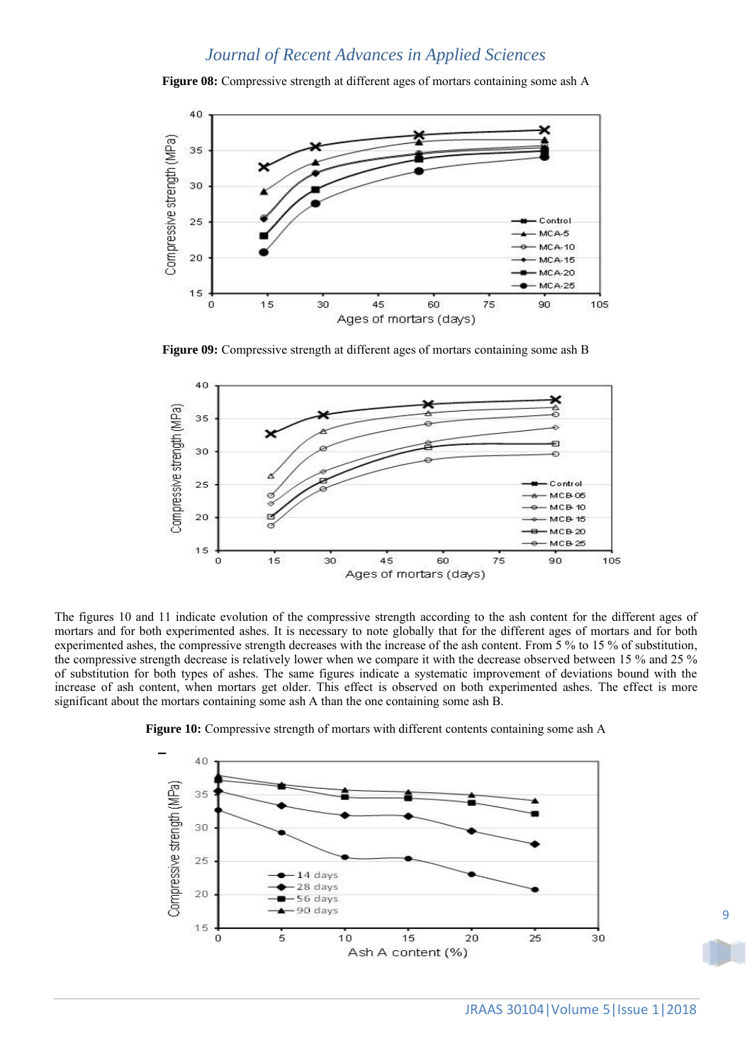**Figure 08:** Compressive strength at different ages of mortars containing some ash A

**Figure 09:** Compressive strength at different ages of mortars containing some ash B

The figures 10 and 11 indicate evolution of the compressive strength according to the ash content for the different ages of mortars and for both experimented ashes. It is necessary to note globally that for the different ages of mortars and for both experimented ashes, the compressive strength decreases with the increase of the ash content. From 5 % to 15 % of substitution, the compressive strength decrease is relatively lower when we compare it with the decrease observed between 15 % and 25 % of substitution for both types of ashes. The same figures indicate a systematic improvement of deviations bound with the increase of ash content, when mortars get older. This effect is observed on both experimented ashes. The effect is more significant about the mortars containing some ash A than the one containing some ash B.

**Figure 10:** Compressive strength of mortars with different contents containing some ash A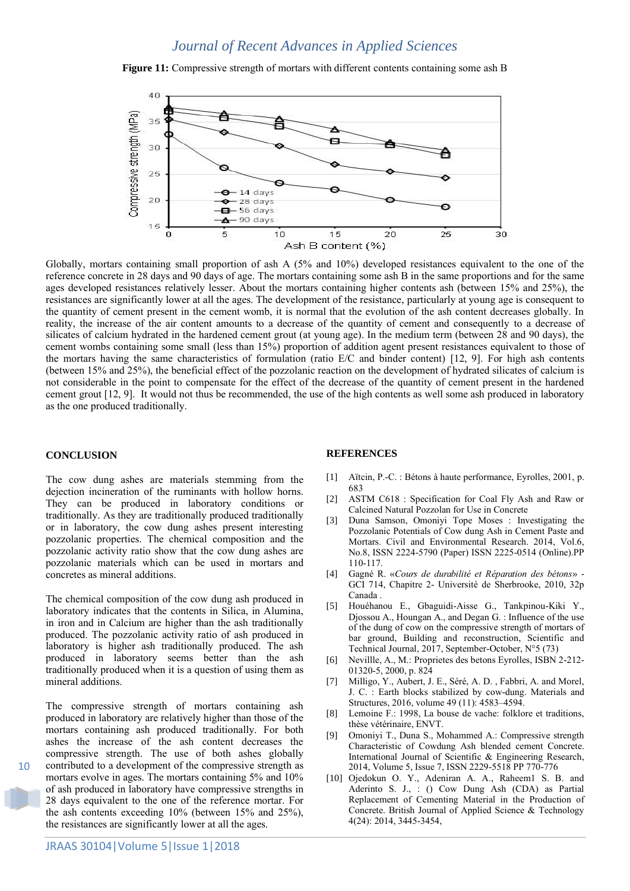**Figure 11:** Compressive strength of mortars with different contents containing some ash B

Globally, mortars containing small proportion of ash A (5% and 10%) developed resistances equivalent to the one of the reference concrete in 28 days and 90 days of age. The mortars containing some ash B in the same proportions and for the same ages developed resistances relatively lesser. About the mortars containing higher contents ash (between 15% and 25%), the resistances are significantly lower at all the ages. The development of the resistance, particularly at young age is consequent to the quantity of cement present in the cement womb, it is normal that the evolution of the ash content decreases globally. In reality, the increase of the air content amounts to a decrease of the quantity of cement and consequently to a decrease of silicates of calcium hydrated in the hardened cement grout (at young age). In the medium term (between 28 and 90 days), the cement wombs containing some small (less than 15%) proportion of addition agent present resistances equivalent to those of the mortars having the same characteristics of formulation (ratio E/C and binder content) [12, 9]. For high ash contents (between 15% and 25%), the beneficial effect of the pozzolanic reaction on the development of hydrated silicates of calcium is not considerable in the point to compensate for the effect of the decrease of the quantity of cement present in the hardened cement grout [12, 9]. It would not thus be recommended, the use of the high contents as well some ash produced in laboratory as the one produced traditionally.

## CONCLUSION

The cow dung ashes are materials stemming from the dejection incineration of the ruminants with hollow horns. They can be produced in laboratory conditions or traditionally. As they are traditionally produced traditionally or in laboratory, the cow dung ashes present interesting pozzolanic properties. The chemical composition and the pozzolanic activity ratio show that the cow dung ashes are pozzolanic materials which can be used in mortars and concretes as mineral additions.

The chemical composition of the cow dung ash produced in laboratory indicates that the contents in Silica, in Alumina, in iron and in Calcium are higher than the ash traditionally produced. The pozzolanic activity ratio of ash produced in laboratory is higher ash traditionally produced. The ash produced in laboratory seems better than the ash traditionally produced when it is a question of using them as mineral additions.

The compressive strength of mortars containing ash produced in laboratory are relatively higher than those of the mortars containing ash produced traditionally. For both ashes the increase of the ash content decreases the compressive strength. The use of both ashes globally contributed to a development of the compressive strength as mortars evolve in ages. The mortars containing 5% and 10% of ash produced in laboratory have compressive strengths in 28 days equivalent to the one of the reference mortar. For the ash contents exceeding 10% (between 15% and 25%), the resistances are significantly lower at all the ages.

## REFERENCES

[1] Aïtcin, P.-C. : Bétons à haute performance, Eyrolles, 2001, p. 683

[2] ASTM C618 : Specification for Coal Fly Ash and Raw or Calcined Natural Pozzolan for Use in Concrete

[3] Duna Samson, Omoniyi Tope Moses : Investigating the Pozzolanic Potentials of Cow dung Ash in Cement Paste and Mortars. Civil and Environmental Research. 2014, Vol.6, No.8, ISSN 2224-5790 (Paper) ISSN 2225-0514 (Online).PP 110-117.

[4] Gagné R. «*Cours de durabilité et Réparation des bétons*» - GCI 714, Chapitre 2- Université de Sherbrooke, 2010, 32p Canada .

[5] Houéhanou E., Gbaguidi-Aisse G., Tankpinou-Kiki Y., Djossou A., Houngan A., and Degan G. : Influence of the use of the dung of cow on the compressive strength of mortars of bar ground, Building and reconstruction, Scientific and Technical Journal, 2017, September-October, N°5 (73)

[6] Nevillle, A., M.: Proprietes des betons Eyrolles, ISBN 2-212-01320-5, 2000, p. 824

[7] Milligo, Y., Aubert, J. E., Séré, A. D. , Fabbri, A. and Morel, J. C. : Earth blocks stabilized by cow-dung. Materials and Structures, 2016, volume 49 (11): 4583–4594.

[8] Lemoine F.: 1998, La bouse de vache: folklore et traditions, thèse vétérinaire, ENVT.

[9] Omoniyi T., Duna S., Mohammed A.: Compressive strength Characteristic of Cowdung Ash blended cement Concrete. International Journal of Scientific & Engineering Research, 2014, Volume 5, Issue 7, ISSN 2229-5518 PP 770-776

[10] Ojedokun O. Y., Adeniran A. A., Raheem1 S. B. and Aderinto S. J., : () Cow Dung Ash (CDA) as Partial Replacement of Cementing Material in the Production of Concrete. British Journal of Applied Science & Technology 4(24): 2014, 3445-3454,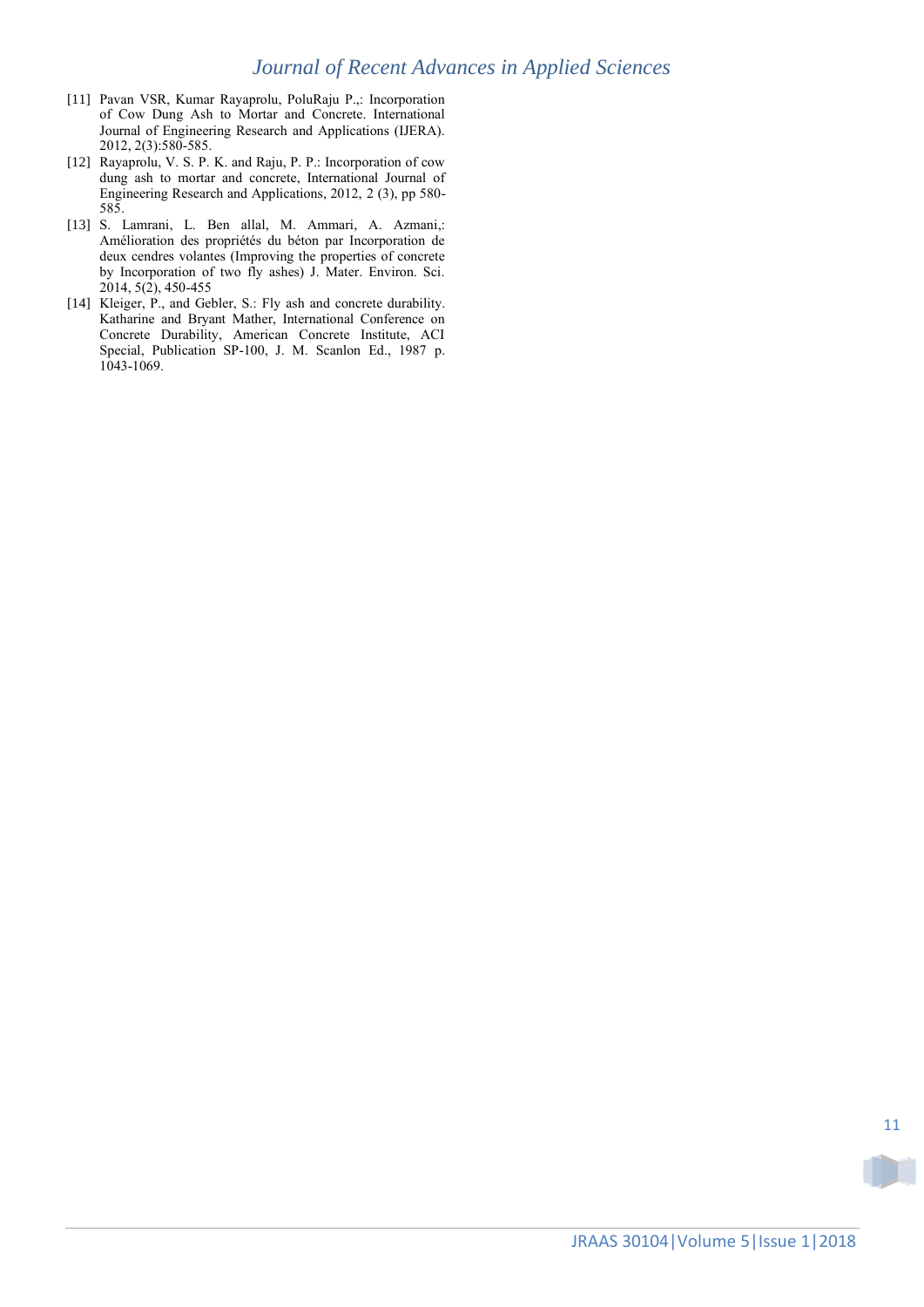[11] Pavan VSR, Kumar Rayaprolu, PoluRaju P.,: Incorporation of Cow Dung Ash to Mortar and Concrete. International Journal of Engineering Research and Applications (IJERA). 2012, 2(3):580-585.

[12] Rayaprolu, V. S. P. K. and Raju, P. P.: Incorporation of cow dung ash to mortar and concrete, International Journal of Engineering Research and Applications, 2012, 2 (3), pp 580-585.

[13] S. Lamrani, L. Ben allal, M. Ammari, A. Azmani,: Amélioration des propriétés du béton par Incorporation de deux cendres volantes (Improving the properties of concrete by Incorporation of two fly ashes) J. Mater. Environ. Sci. 2014, 5(2), 450-455

[14] Kleiger, P., and Gebler, S.: Fly ash and concrete durability. Katharine and Bryant Mather, International Conference on Concrete Durability, American Concrete Institute, ACI Special, Publication SP-100, J. M. Scanlon Ed., 1987 p. 1043-1069.